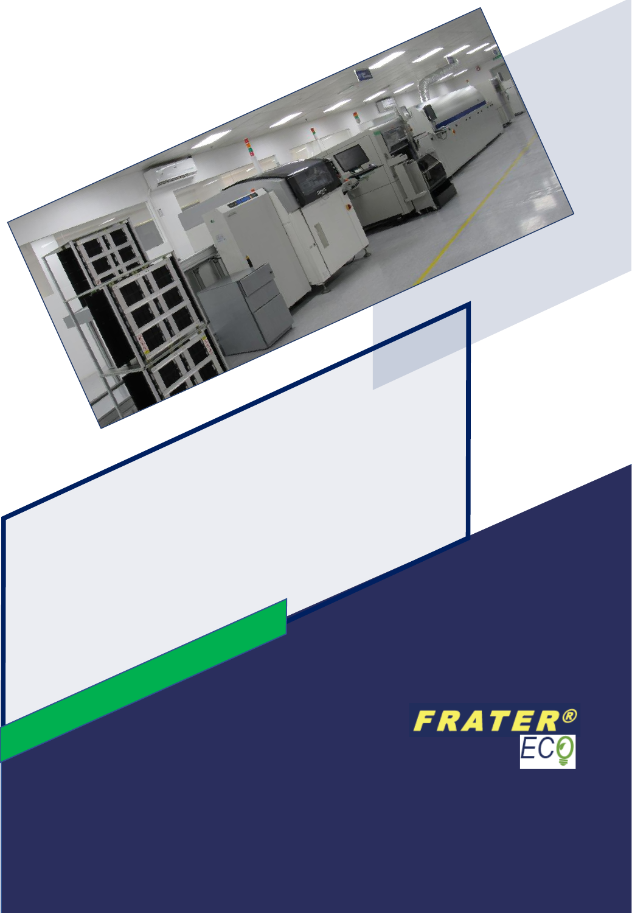FRATER®

ECO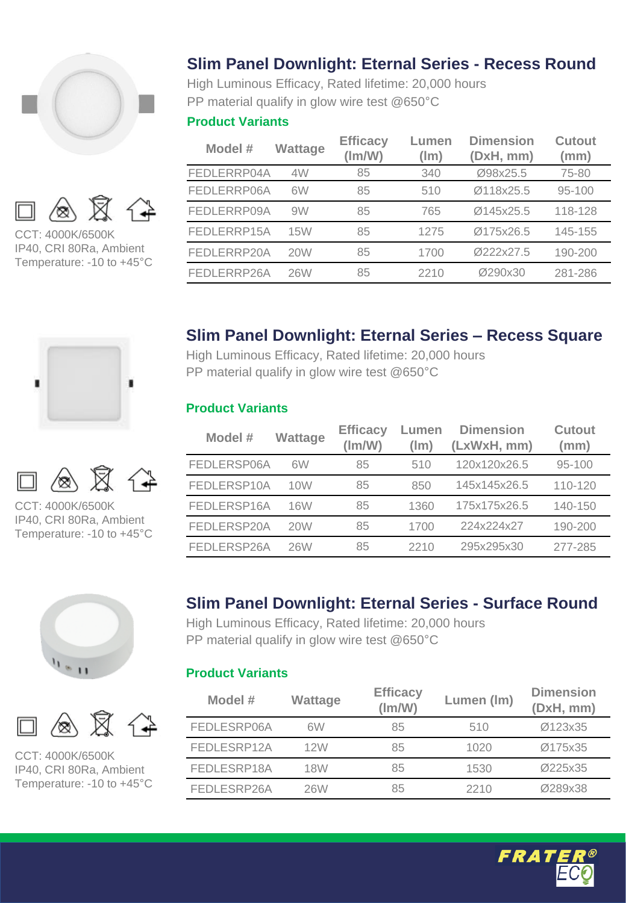## Slim Panel Downlight: Eternal Series - Recess Round

High Luminous Efficacy, Rated lifetime: 20,000 hours
PP material qualify in glow wire test @650°C

### Product Variants

| Model # | Wattage | Efficacy (lm/W) | Lumen (lm) | Dimension (DxH, mm) | Cutout (mm) |
|---|---|---|---|---|---|
| FEDLERRP04A | 4W | 85 | 340 | Ø98x25.5 | 75-80 |
| FEDLERRP06A | 6W | 85 | 510 | Ø118x25.5 | 95-100 |
| FEDLERRP09A | 9W | 85 | 765 | Ø145x25.5 | 118-128 |
| FEDLERRP15A | 15W | 85 | 1275 | Ø175x26.5 | 145-155 |
| FEDLERRP20A | 20W | 85 | 1700 | Ø222x27.5 | 190-200 |
| FEDLERRP26A | 26W | 85 | 2210 | Ø290x30 | 281-286 |

CCT: 4000K/6500K
IP40, CRI 80Ra, Ambient Temperature: -10 to +45°C

## Slim Panel Downlight: Eternal Series – Recess Square

High Luminous Efficacy, Rated lifetime: 20,000 hours
PP material qualify in glow wire test @650°C

### Product Variants

| Model # | Wattage | Efficacy (lm/W) | Lumen (lm) | Dimension (LxWxH, mm) | Cutout (mm) |
|---|---|---|---|---|---|
| FEDLERSP06A | 6W | 85 | 510 | 120x120x26.5 | 95-100 |
| FEDLERSP10A | 10W | 85 | 850 | 145x145x26.5 | 110-120 |
| FEDLERSP16A | 16W | 85 | 1360 | 175x175x26.5 | 140-150 |
| FEDLERSP20A | 20W | 85 | 1700 | 224x224x27 | 190-200 |
| FEDLERSP26A | 26W | 85 | 2210 | 295x295x30 | 277-285 |

CCT: 4000K/6500K
IP40, CRI 80Ra, Ambient Temperature: -10 to +45°C

## Slim Panel Downlight: Eternal Series - Surface Round

High Luminous Efficacy, Rated lifetime: 20,000 hours
PP material qualify in glow wire test @650°C

### Product Variants

| Model # | Wattage | Efficacy (lm/W) | Lumen (lm) | Dimension (DxH, mm) |
|---|---|---|---|---|
| FEDLESRP06A | 6W | 85 | 510 | Ø123x35 |
| FEDLESRP12A | 12W | 85 | 1020 | Ø175x35 |
| FEDLESRP18A | 18W | 85 | 1530 | Ø225x35 |
| FEDLESRP26A | 26W | 85 | 2210 | Ø289x38 |

CCT: 4000K/6500K
IP40, CRI 80Ra, Ambient Temperature: -10 to +45°C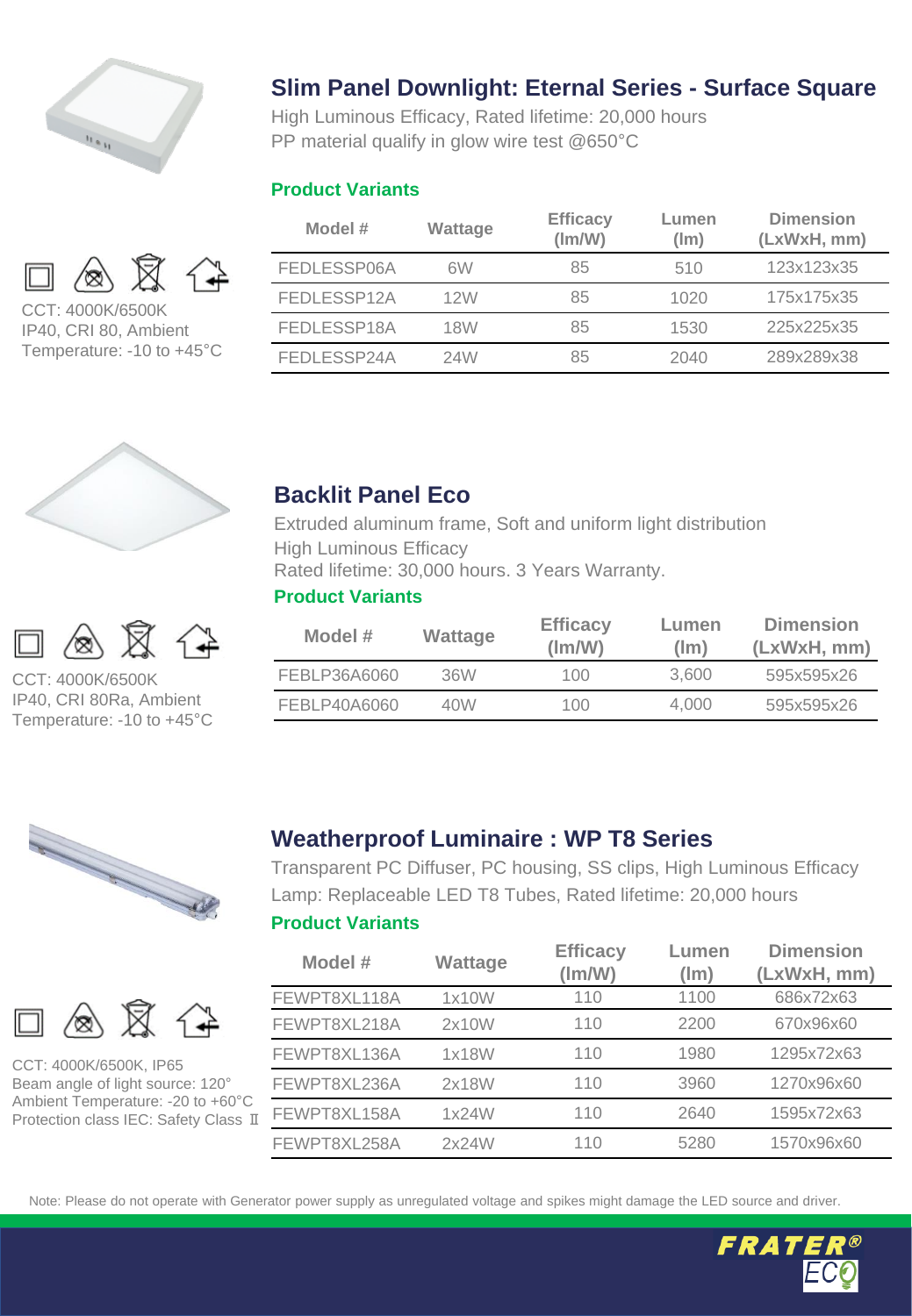## Slim Panel Downlight: Eternal Series - Surface Square

High Luminous Efficacy, Rated lifetime: 20,000 hours
PP material qualify in glow wire test @650°C

CCT: 4000K/6500K
IP40, CRI 80, Ambient Temperature: -10 to +45°C

**Product Variants**

| Model # | Wattage | Efficacy (lm/W) | Lumen (lm) | Dimension (LxWxH, mm) |
| --- | --- | --- | --- | --- |
| FEDLESSP06A | 6W | 85 | 510 | 123x123x35 |
| FEDLESSP12A | 12W | 85 | 1020 | 175x175x35 |
| FEDLESSP18A | 18W | 85 | 1530 | 225x225x35 |
| FEDLESSP24A | 24W | 85 | 2040 | 289x289x38 |

## Backlit Panel Eco

Extruded aluminum frame, Soft and uniform light distribution
High Luminous Efficacy
Rated lifetime: 30,000 hours. 3 Years Warranty.

CCT: 4000K/6500K
IP40, CRI 80Ra, Ambient Temperature: -10 to +45°C

**Product Variants**

| Model # | Wattage | Efficacy (lm/W) | Lumen (lm) | Dimension (LxWxH, mm) |
| --- | --- | --- | --- | --- |
| FEBLP36A6060 | 36W | 100 | 3,600 | 595x595x26 |
| FEBLP40A6060 | 40W | 100 | 4,000 | 595x595x26 |

## Weatherproof Luminaire : WP T8 Series

Transparent PC Diffuser, PC housing, SS clips, High Luminous Efficacy
Lamp: Replaceable LED T8 Tubes, Rated lifetime: 20,000 hours

CCT: 4000K/6500K, IP65
Beam angle of light source: 120°
Ambient Temperature: -20 to +60°C
Protection class IEC: Safety Class II

**Product Variants**

| Model # | Wattage | Efficacy (lm/W) | Lumen (lm) | Dimension (LxWxH, mm) |
| --- | --- | --- | --- | --- |
| FEWPT8XL118A | 1x10W | 110 | 1100 | 686x72x63 |
| FEWPT8XL218A | 2x10W | 110 | 2200 | 670x96x60 |
| FEWPT8XL136A | 1x18W | 110 | 1980 | 1295x72x63 |
| FEWPT8XL236A | 2x18W | 110 | 3960 | 1270x96x60 |
| FEWPT8XL158A | 1x24W | 110 | 2640 | 1595x72x63 |
| FEWPT8XL258A | 2x24W | 110 | 5280 | 1570x96x60 |

Note: Please do not operate with Generator power supply as unregulated voltage and spikes might damage the LED source and driver.

FRATER® ECO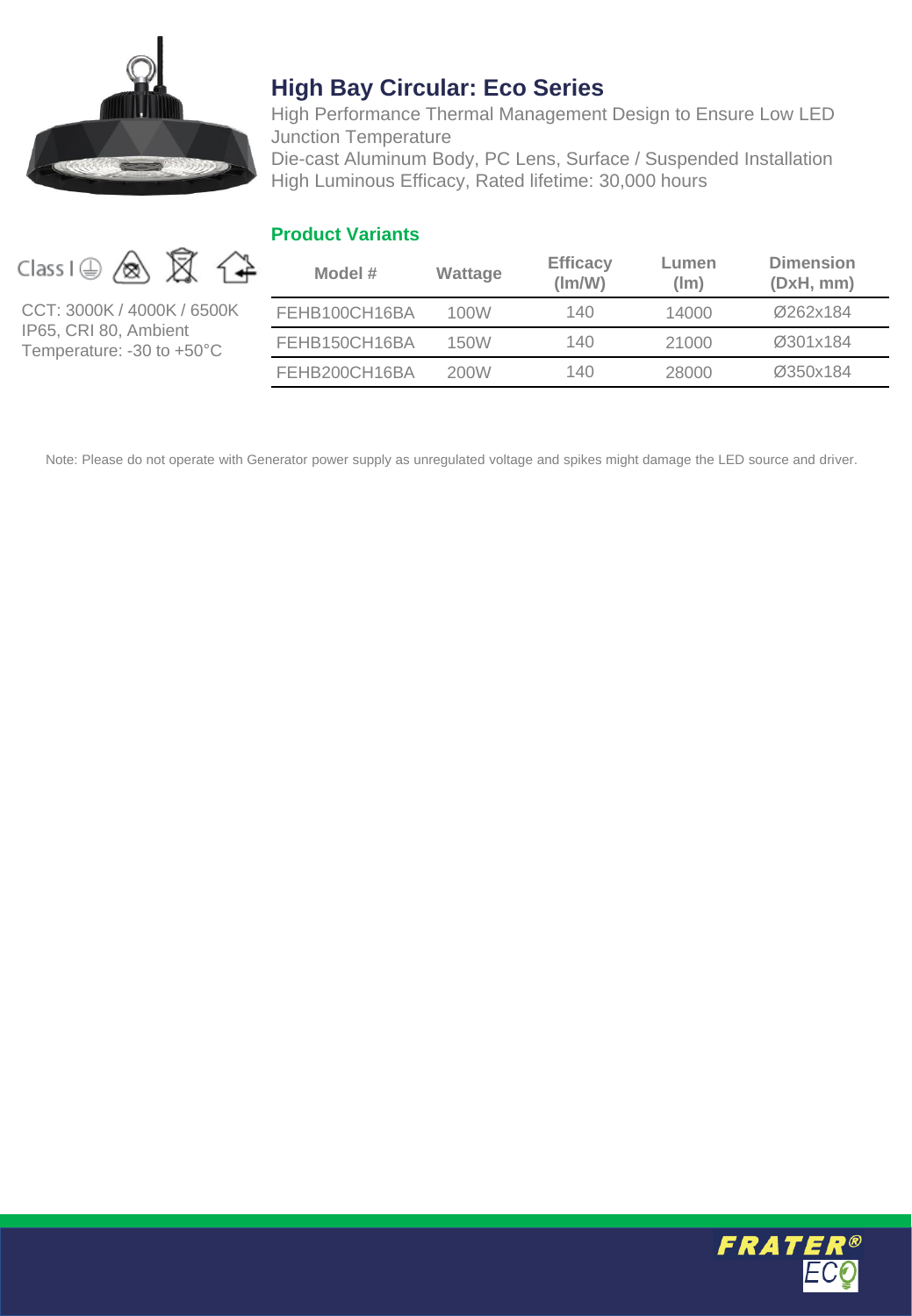# High Bay Circular: Eco Series

High Performance Thermal Management Design to Ensure Low LED Junction Temperature
Die-cast Aluminum Body, PC Lens, Surface / Suspended Installation
High Luminous Efficacy, Rated lifetime: 30,000 hours

Class I

CCT: 3000K / 4000K / 6500K
IP65, CRI 80, Ambient Temperature: -30 to +50°C

## Product Variants

| Model # | Wattage | Efficacy (lm/W) | Lumen (lm) | Dimension (DxH, mm) |
|---|---|---|---|---|
| FEHB100CH16BA | 100W | 140 | 14000 | Ø262x184 |
| FEHB150CH16BA | 150W | 140 | 21000 | Ø301x184 |
| FEHB200CH16BA | 200W | 140 | 28000 | Ø350x184 |

Note: Please do not operate with Generator power supply as unregulated voltage and spikes might damage the LED source and driver.